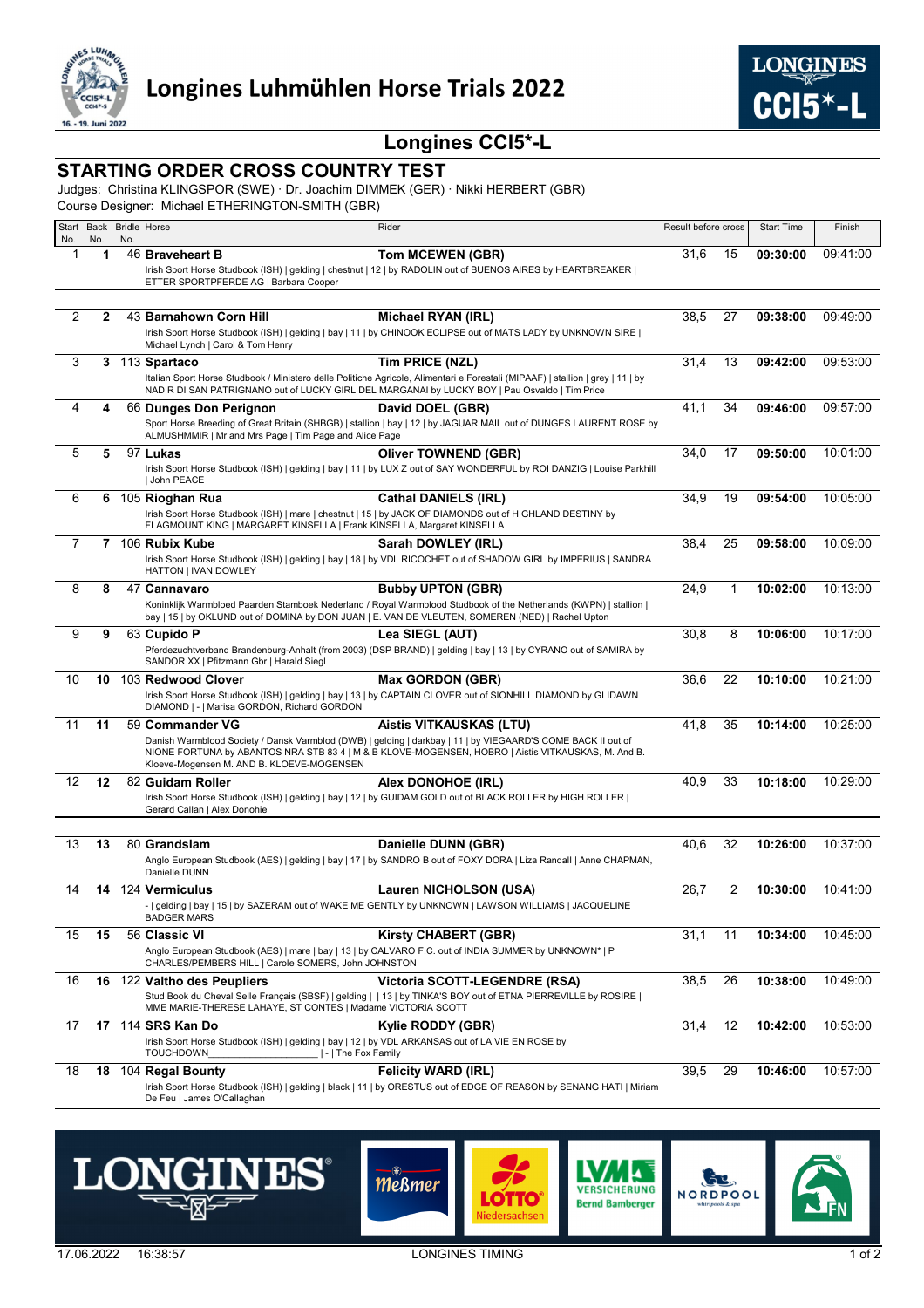# Longines Luhmühlen Horse Trials 2022

## Longines CCI5*-L

### STARTING ORDER CROSS COUNTRY TEST

Judges: Christina KLINGSPOR (SWE) · Dr. Joachim DIMMEK (GER) · Nikki HERBERT (GBR)
Course Designer: Michael ETHERINGTON-SMITH (GBR)

| Start No. | Back No. | Bridle No. | Horse | Rider | Result before cross | | Start Time | Finish |
|---|---|---|---|---|---|---|---|---|
| 1 | **1** | 46 | **Braveheart B**<br>Irish Sport Horse Studbook (ISH) \| gelding \| chestnut \| 12 \| by RADOLIN out of BUENOS AIRES by HEARTBREAKER \| ETTER SPORTPFERDE AG \| Barbara Cooper | **Tom MCEWEN (GBR)** | 31,6 | 15 | **09:30:00** | 09:41:00 |
| 2 | **2** | 43 | **Barnahown Corn Hill**<br>Irish Sport Horse Studbook (ISH) \| gelding \| bay \| 11 \| by CHINOOK ECLIPSE out of MATS LADY by UNKNOWN SIRE \| Michael Lynch \| Carol & Tom Henry | **Michael RYAN (IRL)** | 38,5 | 27 | **09:38:00** | 09:49:00 |
| 3 | **3** | 113 | **Spartaco**<br>Italian Sport Horse Studbook / Ministero delle Politiche Agricole, Alimentari e Forestali (MIPAAF) \| stallion \| grey \| 11 \| by NADIR DI SAN PATRIGNANO out of LUCKY GIRL DEL MARGANAI by LUCKY BOY \| Pau Osvaldo \| Tim Price | **Tim PRICE (NZL)** | 31,4 | 13 | **09:42:00** | 09:53:00 |
| 4 | **4** | 66 | **Dunges Don Perignon**<br>Sport Horse Breeding of Great Britain (SHBGB) \| stallion \| bay \| 12 \| by JAGUAR MAIL out of DUNGES LAURENT ROSE by ALMUSHMMIR \| Mr and Mrs Page \| Tim Page and Alice Page | **David DOEL (GBR)** | 41,1 | 34 | **09:46:00** | 09:57:00 |
| 5 | **5** | 97 | **Lukas**<br>Irish Sport Horse Studbook (ISH) \| gelding \| bay \| 11 \| by LUX Z out of SAY WONDERFUL by ROI DANZIG \| Louise Parkhill \| John PEACE | **Oliver TOWNEND (GBR)** | 34,0 | 17 | **09:50:00** | 10:01:00 |
| 6 | **6** | 105 | **Rioghan Rua**<br>Irish Sport Horse Studbook (ISH) \| mare \| chestnut \| 15 \| by JACK OF DIAMONDS out of HIGHLAND DESTINY by FLAGMOUNT KING \| MARGARET KINSELLA \| Frank KINSELLA, Margaret KINSELLA | **Cathal DANIELS (IRL)** | 34,9 | 19 | **09:54:00** | 10:05:00 |
| 7 | **7** | 106 | **Rubix Kube**<br>Irish Sport Horse Studbook (ISH) \| gelding \| bay \| 18 \| by VDL RICOCHET out of SHADOW GIRL by IMPERIUS \| SANDRA HATTON \| IVAN DOWLEY | **Sarah DOWLEY (IRL)** | 38,4 | 25 | **09:58:00** | 10:09:00 |
| 8 | **8** | 47 | **Cannavaro**<br>Koninklijk Warmbloed Paarden Stamboek Nederland / Royal Warmblood Studbook of the Netherlands (KWPN) \| stallion \| bay \| 15 \| by OKLUND out of DOMINA by DON JUAN \| E. VAN DE VLEUTEN, SOMEREN (NED) \| Rachel Upton | **Bubby UPTON (GBR)** | 24,9 | 1 | **10:02:00** | 10:13:00 |
| 9 | **9** | 63 | **Cupido P**<br>Pferdezuchtverband Brandenburg-Anhalt (from 2003) (DSP BRAND) \| gelding \| bay \| 13 \| by CYRANO out of SAMIRA by SANDOR XX \| Pfitzmann Gbr \| Harald Siegl | **Lea SIEGL (AUT)** | 30,8 | 8 | **10:06:00** | 10:17:00 |
| 10 | **10** | 103 | **Redwood Clover**<br>Irish Sport Horse Studbook (ISH) \| gelding \| bay \| 13 \| by CAPTAIN CLOVER out of SIONHILL DIAMOND by GLIDAWN DIAMOND \| - \| Marisa GORDON, Richard GORDON | **Max GORDON (GBR)** | 36,6 | 22 | **10:10:00** | 10:21:00 |
| 11 | **11** | 59 | **Commander VG**<br>Danish Warmblood Society / Dansk Varmblod (DWB) \| gelding \| darkbay \| 11 \| by VIEGAARD'S COME BACK II out of NIONE FORTUNA by ABANTOS NRA STB 83 4 \| M & B KLOVE-MOGENSEN, HOBRO \| Aistis VITKAUSKAS, M. And B. Kloeve-Mogensen M. AND B. KLOEVE-MOGENSEN | **Aistis VITKAUSKAS (LTU)** | 41,8 | 35 | **10:14:00** | 10:25:00 |
| 12 | **12** | 82 | **Guidam Roller**<br>Irish Sport Horse Studbook (ISH) \| gelding \| bay \| 12 \| by GUIDAM GOLD out of BLACK ROLLER by HIGH ROLLER \| Gerard Callan \| Alex Donohie | **Alex DONOHOE (IRL)** | 40,9 | 33 | **10:18:00** | 10:29:00 |
| 13 | **13** | 80 | **Grandslam**<br>Anglo European Studbook (AES) \| gelding \| bay \| 17 \| by SANDRO B out of FOXY DORA \| Liza Randall \| Anne CHAPMAN, Danielle DUNN | **Danielle DUNN (GBR)** | 40,6 | 32 | **10:26:00** | 10:37:00 |
| 14 | **14** | 124 | **Vermiculus**<br>- \| gelding \| bay \| 15 \| by SAZERAM out of WAKE ME GENTLY by UNKNOWN \| LAWSON WILLIAMS \| JACQUELINE BADGER MARS | **Lauren NICHOLSON (USA)** | 26,7 | 2 | **10:30:00** | 10:41:00 |
| 15 | **15** | 56 | **Classic VI**<br>Anglo European Studbook (AES) \| mare \| bay \| 13 \| by CALVARO F.C. out of INDIA SUMMER by UNKNOWN* \| P CHARLES/PEMBERS HILL \| Carole SOMERS, John JOHNSTON | **Kirsty CHABERT (GBR)** | 31,1 | 11 | **10:34:00** | 10:45:00 |
| 16 | **16** | 122 | **Valtho des Peupliers**<br>Stud Book du Cheval Selle Français (SBSF) \| gelding \| \| 13 \| by TINKA'S BOY out of ETNA PIERREVILLE by ROSIRE \| MME MARIE-THERESE LAHAYE, ST CONTES \| Madame VICTORIA SCOTT | **Victoria SCOTT-LEGENDRE (RSA)** | 38,5 | 26 | **10:38:00** | 10:49:00 |
| 17 | **17** | 114 | **SRS Kan Do**<br>Irish Sport Horse Studbook (ISH) \| gelding \| bay \| 12 \| by VDL ARKANSAS out of LA VIE EN ROSE by TOUCHDOWN____________________ \| - \| The Fox Family | **Kylie RODDY (GBR)** | 31,4 | 12 | **10:42:00** | 10:53:00 |
| 18 | **18** | 104 | **Regal Bounty**<br>Irish Sport Horse Studbook (ISH) \| gelding \| black \| 11 \| by ORESTUS out of EDGE OF REASON by SENANG HATI \| Miriam De Feu \| James O'Callaghan | **Felicity WARD (IRL)** | 39,5 | 29 | **10:46:00** | 10:57:00 |

17.06.2022 16:38:57 LONGINES TIMING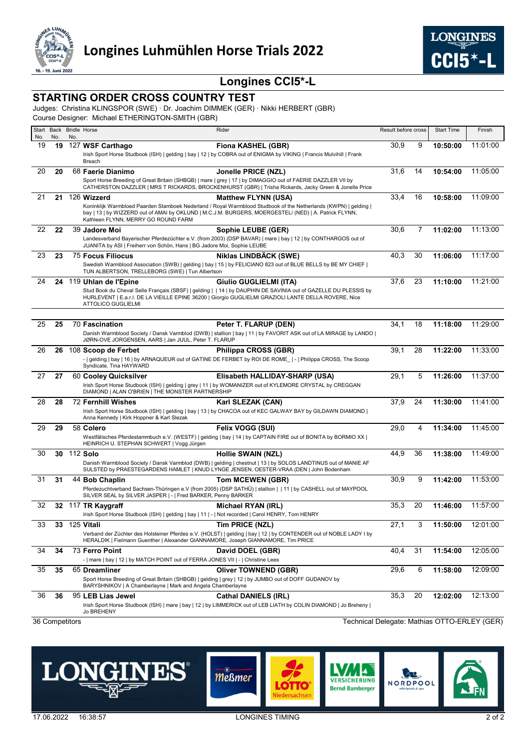# Longines Luhmühlen Horse Trials 2022

## Longines CCI5*-L

### STARTING ORDER CROSS COUNTRY TEST

Judges: Christina KLINGSPOR (SWE) · Dr. Joachim DIMMEK (GER) · Nikki HERBERT (GBR)
Course Designer: Michael ETHERINGTON-SMITH (GBR)

| Start No. | Back No. | Bridle No. | Horse | Rider | Result before cross | | Start Time | Finish |
|---|---|---|---|---|---|---|---|---|
| 19 | 19 | 127 | **WSF Carthago**<br>Irish Sport Horse Studbook (ISH) \| gelding \| bay \| 12 \| by COBRA out of ENIGMA by VIKING \| Francis Mulvihill \| Frank Breach | **Fiona KASHEL (GBR)** | 30,9 | 9 | **10:50:00** | 11:01:00 |
| 20 | 20 | 68 | **Faerie Dianimo**<br>Sport Horse Breeding of Great Britain (SHBGB) \| mare \| grey \| 17 \| by DIMAGGIO out of FAERIE DAZZLER VII by CATHERSTON DAZZLER \| MRS T RICKARDS, BROCKENHURST (GBR) \| Trisha Rickards, Jacky Green & Jonelle Price | **Jonelle PRICE (NZL)** | 31,6 | 14 | **10:54:00** | 11:05:00 |
| 21 | 21 | 126 | **Wizzerd**<br>Koninklijk Warmbloed Paarden Stamboek Nederland / Royal Warmblood Studbook of the Netherlands (KWPN) \| gelding \| bay \| 13 \| by WIZZERD out of AMAI by OKLUND \| M.C.J.M. BURGERS, MOERGESTEL/ (NED) \| A. Patrick FLYNN, Kathleen FLYNN, MERRY GO ROUND FARM | **Matthew FLYNN (USA)** | 33,4 | 16 | **10:58:00** | 11:09:00 |
| 22 | 22 | 39 | **Jadore Moi**<br>Landesverband Bayerischer Pferdezüchter e.V. (from 2003) (DSP BAVAR) \| mare \| bay \| 12 \| by CONTHARGOS out of JUANITA by ASI \| Freiherr von Schön, Hans \| BG Jadore Moi, Sophie LEUBE | **Sophie LEUBE (GER)** | 30,6 | 7 | **11:02:00** | 11:13:00 |
| 23 | 23 | 75 | **Focus Filiocus**<br>Swedish Warmblood Association (SWB) \| gelding \| bay \| 15 \| by FELICIANO 823 out of BLUE BELLS by BE MY CHIEF \| TUN ALBERTSON, TRELLEBORG (SWE) \| Tun Albertson | **Niklas LINDBÄCK (SWE)** | 40,3 | 30 | **11:06:00** | 11:17:00 |
| 24 | 24 | 119 | **Uhlan de l'Epine**<br>Stud Book du Cheval Selle Français (SBSF) \| gelding \| \| 14 \| by DAUPHIN DE SAVINIA out of GAZELLE DU PLESSIS by HURLEVENT \| E.a.r.l. DE LA VIEILLE EPINE 36200 \| Giorgio GUGLIELMI GRAZIOLI LANTE DELLA ROVERE, Nice ATTOLICO GUGLIELMI | **Giulio GUGLIELMI (ITA)** | 37,6 | 23 | **11:10:00** | 11:21:00 |
| 25 | 25 | 70 | **Fascination**<br>Danish Warmblood Society / Dansk Varmblod (DWB) \| stallion \| bay \| 11 \| by FAVORIT ASK out of LA MIRAGE by LANDO \| JØRN-OVE JORGENSEN, AARS \| Jan JUUL, Peter T. FLARUP | **Peter T. FLARUP (DEN)** | 34,1 | 18 | **11:18:00** | 11:29:00 |
| 26 | 26 | 108 | **Scoop de Ferbet**<br>- \| gelding \| bay \| 16 \| by ARNAQUEUR out of GATINE DE FERBET by ROI DE ROME_ \| - \| Philippa CROSS, The Scoop Syndicate, Tina HAYWARD | **Philippa CROSS (GBR)** | 39,1 | 28 | **11:22:00** | 11:33:00 |
| 27 | 27 | 60 | **Cooley Quicksilver**<br>Irish Sport Horse Studbook (ISH) \| gelding \| grey \| 11 \| by WOMANIZER out of KYLEMORE CRYSTAL by CREGGAN DIAMOND \| ALAN O'BRIEN \| THE MONSTER PARTNERSHIP | **Elisabeth HALLIDAY-SHARP (USA)** | 29,1 | 5 | **11:26:00** | 11:37:00 |
| 28 | 28 | 72 | **Fernhill Wishes**<br>Irish Sport Horse Studbook (ISH) \| gelding \| bay \| 13 \| by CHACOA out of KEC GALWAY BAY by GILDAWN DIAMOND \| Anna Kennedy \| Kirk Hoppner & Karl Slezak | **Karl SLEZAK (CAN)** | 37,9 | 24 | **11:30:00** | 11:41:00 |
| 29 | 29 | 58 | **Colero**<br>Westfälisches Pferdestammbuch e.V. (WESTF) \| gelding \| bay \| 14 \| by CAPTAIN FIRE out of BONITA by BORMIO XX \| HEINRICH U. STEPHAN SCHWERT \| Vogg Jürgen | **Felix VOGG (SUI)** | 29,0 | 4 | **11:34:00** | 11:45:00 |
| 30 | 30 | 112 | **Solo**<br>Danish Warmblood Society / Dansk Varmblod (DWB) \| gelding \| chestnut \| 13 \| by SOLOS LANDTINUS out of MANIE AF SULSTED by PRAESTEGARDENS HAMLET \| KNUD LYNGE JENSEN, OESTER-VRAA (DEN \| John Bodenham | **Hollie SWAIN (NZL)** | 44,9 | 36 | **11:38:00** | 11:49:00 |
| 31 | 31 | 44 | **Bob Chaplin**<br>Pferdezuchtverband Sachsen-Thüringen e.V (from 2005) (DSP SATHÜ) \| stallion \| \| 11 \| by CASHELL out of MAYPOOL SILVER SEAL by SILVER JASPER \| - \| Fred BARKER, Penny BARKER | **Tom MCEWEN (GBR)** | 30,9 | 9 | **11:42:00** | 11:53:00 |
| 32 | 32 | 117 | **TR Kaygraff**<br>Irish Sport Horse Studbook (ISH) \| gelding \| bay \| 11 \| - \| Not recorded \| Carol HENRY, Tom HENRY | **Michael RYAN (IRL)** | 35,3 | 20 | **11:46:00** | 11:57:00 |
| 33 | 33 | 125 | **Vitali**<br>Verband der Züchter des Holsteiner Pferdes e.V. (HOLST) \| gelding \| bay \| 12 \| by CONTENDER out of NOBLE LADY I by HERALDIK \| Fielmann Guenther \| Alexander GIANNAMORE, Joseph GIANNAMORE, Tim PRICE | **Tim PRICE (NZL)** | 27,1 | 3 | **11:50:00** | 12:01:00 |
| 34 | 34 | 73 | **Ferro Point**<br>- \| mare \| bay \| 12 \| by MATCH POINT out of FERRA JONES VII \| - \| Christine Lees | **David DOEL (GBR)** | 40,4 | 31 | **11:54:00** | 12:05:00 |
| 35 | 35 | 65 | **Dreamliner**<br>Sport Horse Breeding of Great Britain (SHBGB) \| gelding \| grey \| 12 \| by JUMBO out of DOFF GUDANOV by BARYSHNIKOV \| A Chamberlayne \| Mark and Angela Chamberlayne | **Oliver TOWNEND (GBR)** | 29,6 | 6 | **11:58:00** | 12:09:00 |
| 36 | 36 | 95 | **LEB Lias Jewel**<br>Irish Sport Horse Studbook (ISH) \| mare \| bay \| 12 \| by LIMMERICK out of LEB LIATH by COLIN DIAMOND \| Jo Breheny \| Jo BREHENY | **Cathal DANIELS (IRL)** | 35,3 | 20 | **12:02:00** | 12:13:00 |

36 Competitors

Technical Delegate: Mathias OTTO-ERLEY (GER)

17.06.2022 16:38:57 LONGINES TIMING